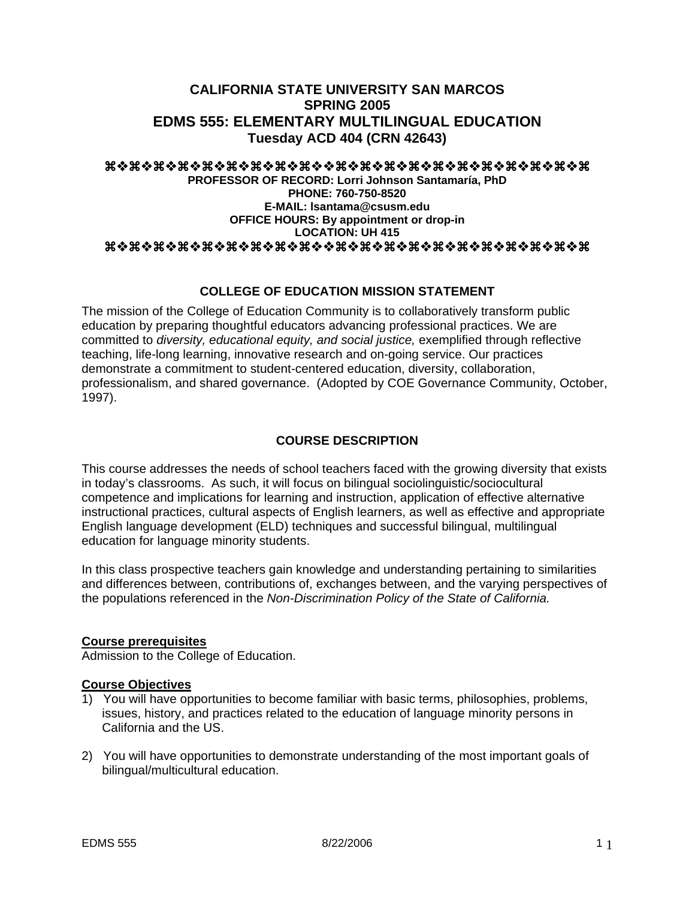# CALIFORNIA STATE UNIVERSITY SAN MARCOS
## SPRING 2005
# EDMS 555: ELEMENTARY MULTILINGUAL EDUCATION
### Tuesday ACD 404 (CRN 42643)

⌘❖⌘❖⌘❖⌘❖⌘❖⌘❖⌘❖⌘❖⌘❖⌘❖⌘❖⌘❖⌘❖⌘❖⌘❖⌘❖⌘❖⌘❖⌘❖⌘❖⌘❖⌘❖⌘

**PROFESSOR OF RECORD: Lorri Johnson Santamaría, PhD**
**PHONE: 760-750-8520**
**E-MAIL: lsantama@csusm.edu**
**OFFICE HOURS: By appointment or drop-in**
**LOCATION: UH 415**

⌘❖⌘❖⌘❖⌘❖⌘❖⌘❖⌘❖⌘❖⌘❖⌘❖⌘❖⌘❖⌘❖⌘❖⌘❖⌘❖⌘❖⌘❖⌘❖⌘❖⌘❖⌘❖⌘

## COLLEGE OF EDUCATION MISSION STATEMENT

The mission of the College of Education Community is to collaboratively transform public education by preparing thoughtful educators advancing professional practices. We are committed to *diversity, educational equity, and social justice,* exemplified through reflective teaching, life-long learning, innovative research and on-going service. Our practices demonstrate a commitment to student-centered education, diversity, collaboration, professionalism, and shared governance. (Adopted by COE Governance Community, October, 1997).

## COURSE DESCRIPTION

This course addresses the needs of school teachers faced with the growing diversity that exists in today's classrooms. As such, it will focus on bilingual sociolinguistic/sociocultural competence and implications for learning and instruction, application of effective alternative instructional practices, cultural aspects of English learners, as well as effective and appropriate English language development (ELD) techniques and successful bilingual, multilingual education for language minority students.

In this class prospective teachers gain knowledge and understanding pertaining to similarities and differences between, contributions of, exchanges between, and the varying perspectives of the populations referenced in the *Non-Discrimination Policy of the State of California.*

**Course prerequisites**

Admission to the College of Education.

**Course Objectives**

1) You will have opportunities to become familiar with basic terms, philosophies, problems, issues, history, and practices related to the education of language minority persons in California and the US.

2) You will have opportunities to demonstrate understanding of the most important goals of bilingual/multicultural education.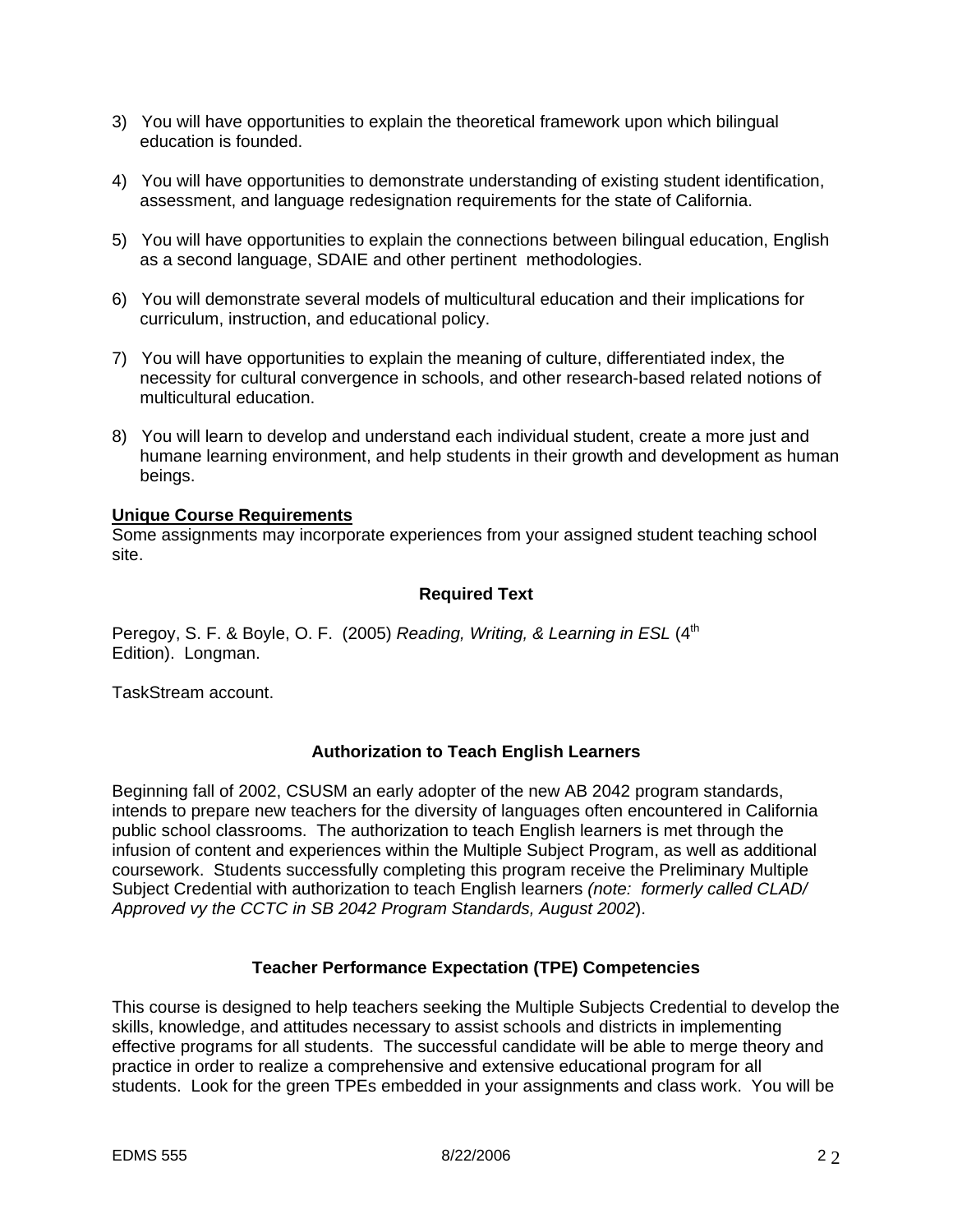3) You will have opportunities to explain the theoretical framework upon which bilingual education is founded.

4) You will have opportunities to demonstrate understanding of existing student identification, assessment, and language redesignation requirements for the state of California.

5) You will have opportunities to explain the connections between bilingual education, English as a second language, SDAIE and other pertinent methodologies.

6) You will demonstrate several models of multicultural education and their implications for curriculum, instruction, and educational policy.

7) You will have opportunities to explain the meaning of culture, differentiated index, the necessity for cultural convergence in schools, and other research-based related notions of multicultural education.

8) You will learn to develop and understand each individual student, create a more just and humane learning environment, and help students in their growth and development as human beings.

**Unique Course Requirements**

Some assignments may incorporate experiences from your assigned student teaching school site.

### Required Text

Peregoy, S. F. & Boyle, O. F. (2005) *Reading, Writing, & Learning in ESL* (4th Edition). Longman.

TaskStream account.

### Authorization to Teach English Learners

Beginning fall of 2002, CSUSM an early adopter of the new AB 2042 program standards, intends to prepare new teachers for the diversity of languages often encountered in California public school classrooms. The authorization to teach English learners is met through the infusion of content and experiences within the Multiple Subject Program, as well as additional coursework. Students successfully completing this program receive the Preliminary Multiple Subject Credential with authorization to teach English learners *(note: formerly called CLAD/ Approved vy the CCTC in SB 2042 Program Standards, August 2002*).

### Teacher Performance Expectation (TPE) Competencies

This course is designed to help teachers seeking the Multiple Subjects Credential to develop the skills, knowledge, and attitudes necessary to assist schools and districts in implementing effective programs for all students. The successful candidate will be able to merge theory and practice in order to realize a comprehensive and extensive educational program for all students. Look for the green TPEs embedded in your assignments and class work. You will be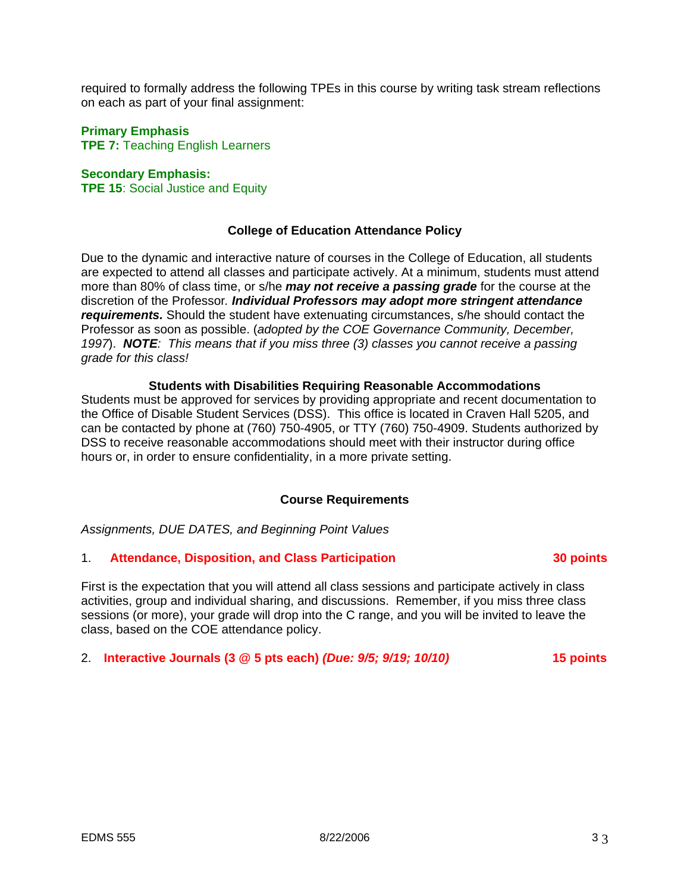required to formally address the following TPEs in this course by writing task stream reflections on each as part of your final assignment:

**Primary Emphasis**
**TPE 7:** Teaching English Learners

**Secondary Emphasis:**
**TPE 15**: Social Justice and Equity

### College of Education Attendance Policy

Due to the dynamic and interactive nature of courses in the College of Education, all students are expected to attend all classes and participate actively. At a minimum, students must attend more than 80% of class time, or s/he ***may not receive a passing grade*** for the course at the discretion of the Professor. ***Individual Professors may adopt more stringent attendance requirements.*** Should the student have extenuating circumstances, s/he should contact the Professor as soon as possible. (*adopted by the COE Governance Community, December, 1997*). ***NOTE****: This means that if you miss three (3) classes you cannot receive a passing grade for this class!*

### Students with Disabilities Requiring Reasonable Accommodations

Students must be approved for services by providing appropriate and recent documentation to the Office of Disable Student Services (DSS). This office is located in Craven Hall 5205, and can be contacted by phone at (760) 750-4905, or TTY (760) 750-4909. Students authorized by DSS to receive reasonable accommodations should meet with their instructor during office hours or, in order to ensure confidentiality, in a more private setting.

### Course Requirements

*Assignments, DUE DATES, and Beginning Point Values*

1. **Attendance, Disposition, and Class Participation** **30 points**

First is the expectation that you will attend all class sessions and participate actively in class activities, group and individual sharing, and discussions. Remember, if you miss three class sessions (or more), your grade will drop into the C range, and you will be invited to leave the class, based on the COE attendance policy.

2. **Interactive Journals (3 @ 5 pts each)** ***(Due: 9/5; 9/19; 10/10)*** **15 points**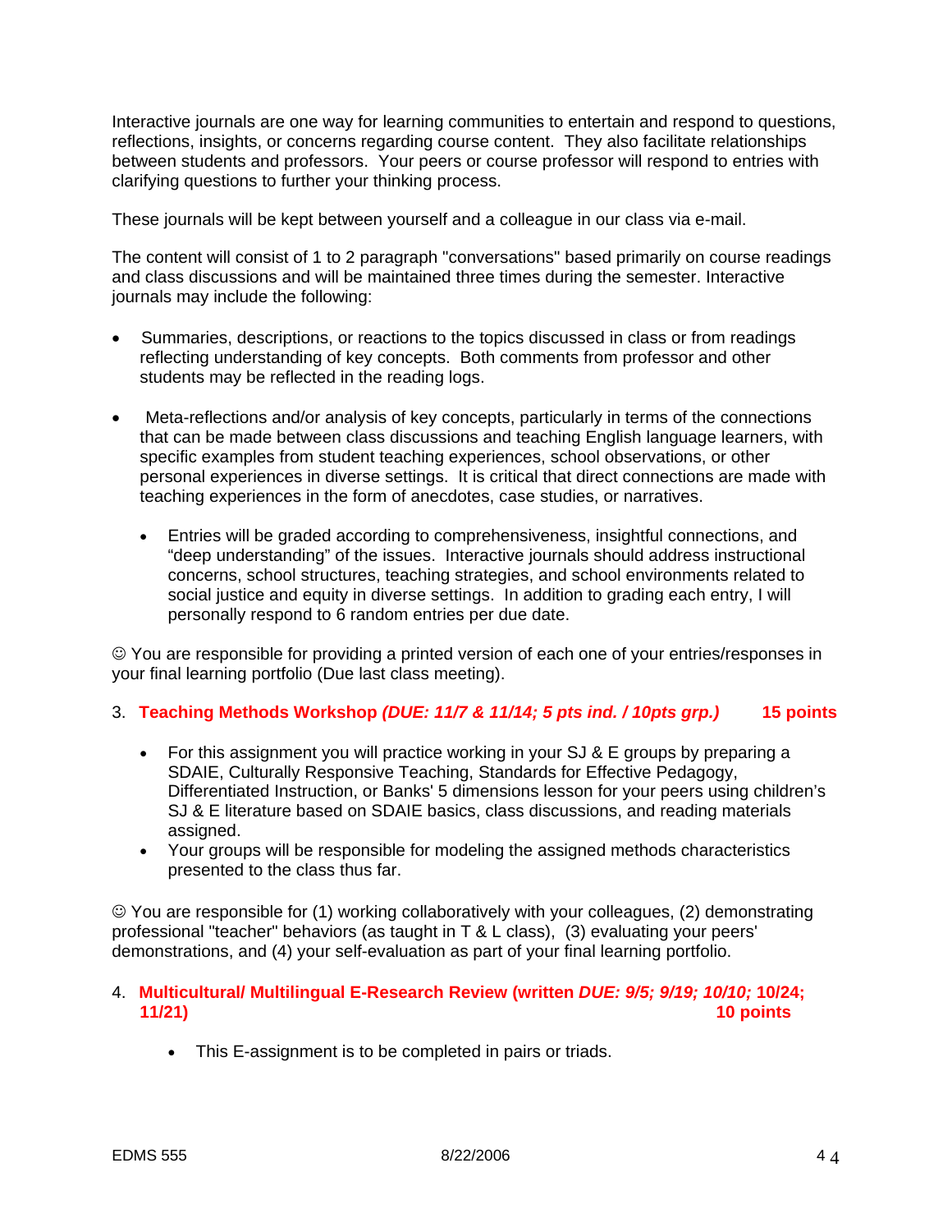Interactive journals are one way for learning communities to entertain and respond to questions, reflections, insights, or concerns regarding course content. They also facilitate relationships between students and professors. Your peers or course professor will respond to entries with clarifying questions to further your thinking process.

These journals will be kept between yourself and a colleague in our class via e-mail.

The content will consist of 1 to 2 paragraph "conversations" based primarily on course readings and class discussions and will be maintained three times during the semester. Interactive journals may include the following:

- Summaries, descriptions, or reactions to the topics discussed in class or from readings reflecting understanding of key concepts. Both comments from professor and other students may be reflected in the reading logs.

- Meta-reflections and/or analysis of key concepts, particularly in terms of the connections that can be made between class discussions and teaching English language learners, with specific examples from student teaching experiences, school observations, or other personal experiences in diverse settings. It is critical that direct connections are made with teaching experiences in the form of anecdotes, case studies, or narratives.

  - Entries will be graded according to comprehensiveness, insightful connections, and "deep understanding" of the issues. Interactive journals should address instructional concerns, school structures, teaching strategies, and school environments related to social justice and equity in diverse settings. In addition to grading each entry, I will personally respond to 6 random entries per due date.

☺ You are responsible for providing a printed version of each one of your entries/responses in your final learning portfolio (Due last class meeting).

3. **Teaching Methods Workshop *(DUE: 11/7 & 11/14; 5 pts ind. / 10pts grp.)* 15 points**

   - For this assignment you will practice working in your SJ & E groups by preparing a SDAIE, Culturally Responsive Teaching, Standards for Effective Pedagogy, Differentiated Instruction, or Banks' 5 dimensions lesson for your peers using children's SJ & E literature based on SDAIE basics, class discussions, and reading materials assigned.
   - Your groups will be responsible for modeling the assigned methods characteristics presented to the class thus far.

☺ You are responsible for (1) working collaboratively with your colleagues, (2) demonstrating professional "teacher" behaviors (as taught in T & L class), (3) evaluating your peers' demonstrations, and (4) your self-evaluation as part of your final learning portfolio.

4. **Multicultural/ Multilingual E-Research Review (written *DUE: 9/5; 9/19; 10/10;* 10/24; 11/21) 10 points**

   - This E-assignment is to be completed in pairs or triads.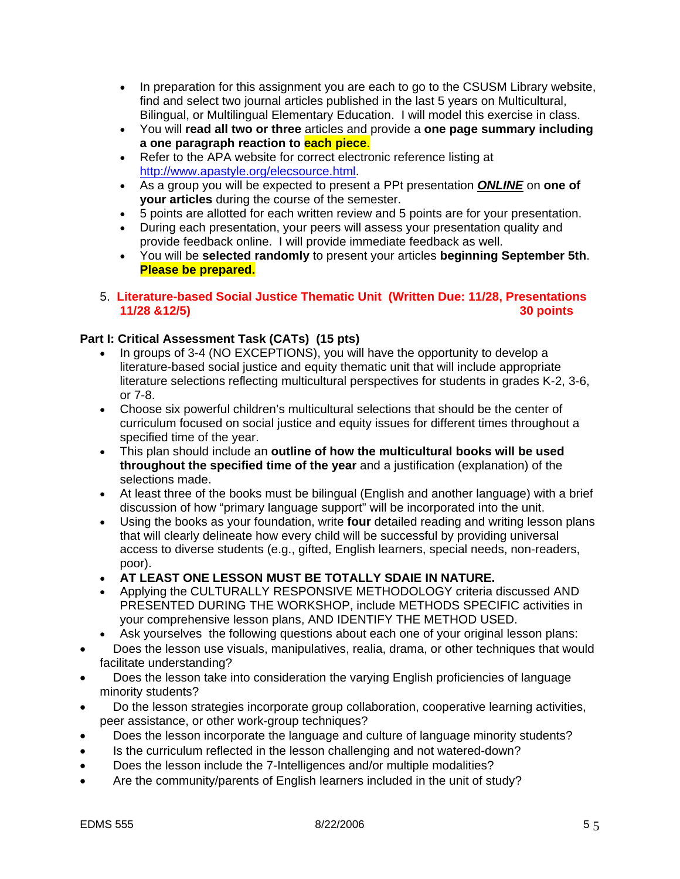- In preparation for this assignment you are each to go to the CSUSM Library website, find and select two journal articles published in the last 5 years on Multicultural, Bilingual, or Multilingual Elementary Education. I will model this exercise in class.
- You will **read all two or three** articles and provide a **one page summary including a one paragraph reaction to each piece**.
- Refer to the APA website for correct electronic reference listing at http://www.apastyle.org/elecsource.html.
- As a group you will be expected to present a PPt presentation ***ONLINE*** on **one of your articles** during the course of the semester.
- 5 points are allotted for each written review and 5 points are for your presentation.
- During each presentation, your peers will assess your presentation quality and provide feedback online. I will provide immediate feedback as well.
- You will be **selected randomly** to present your articles **beginning September 5th**. **Please be prepared.**

5. **Literature-based Social Justice Thematic Unit (Written Due: 11/28, Presentations 11/28 &12/5) 30 points**

**Part I: Critical Assessment Task (CATs) (15 pts)**

- In groups of 3-4 (NO EXCEPTIONS), you will have the opportunity to develop a literature-based social justice and equity thematic unit that will include appropriate literature selections reflecting multicultural perspectives for students in grades K-2, 3-6, or 7-8.
- Choose six powerful children's multicultural selections that should be the center of curriculum focused on social justice and equity issues for different times throughout a specified time of the year.
- This plan should include an **outline of how the multicultural books will be used throughout the specified time of the year** and a justification (explanation) of the selections made.
- At least three of the books must be bilingual (English and another language) with a brief discussion of how "primary language support" will be incorporated into the unit.
- Using the books as your foundation, write **four** detailed reading and writing lesson plans that will clearly delineate how every child will be successful by providing universal access to diverse students (e.g., gifted, English learners, special needs, non-readers, poor).
- **AT LEAST ONE LESSON MUST BE TOTALLY SDAIE IN NATURE.**
- Applying the CULTURALLY RESPONSIVE METHODOLOGY criteria discussed AND PRESENTED DURING THE WORKSHOP, include METHODS SPECIFIC activities in your comprehensive lesson plans, AND IDENTIFY THE METHOD USED.
- Ask yourselves the following questions about each one of your original lesson plans:

- Does the lesson use visuals, manipulatives, realia, drama, or other techniques that would facilitate understanding?
- Does the lesson take into consideration the varying English proficiencies of language minority students?
- Do the lesson strategies incorporate group collaboration, cooperative learning activities, peer assistance, or other work-group techniques?
- Does the lesson incorporate the language and culture of language minority students?
- Is the curriculum reflected in the lesson challenging and not watered-down?
- Does the lesson include the 7-Intelligences and/or multiple modalities?
- Are the community/parents of English learners included in the unit of study?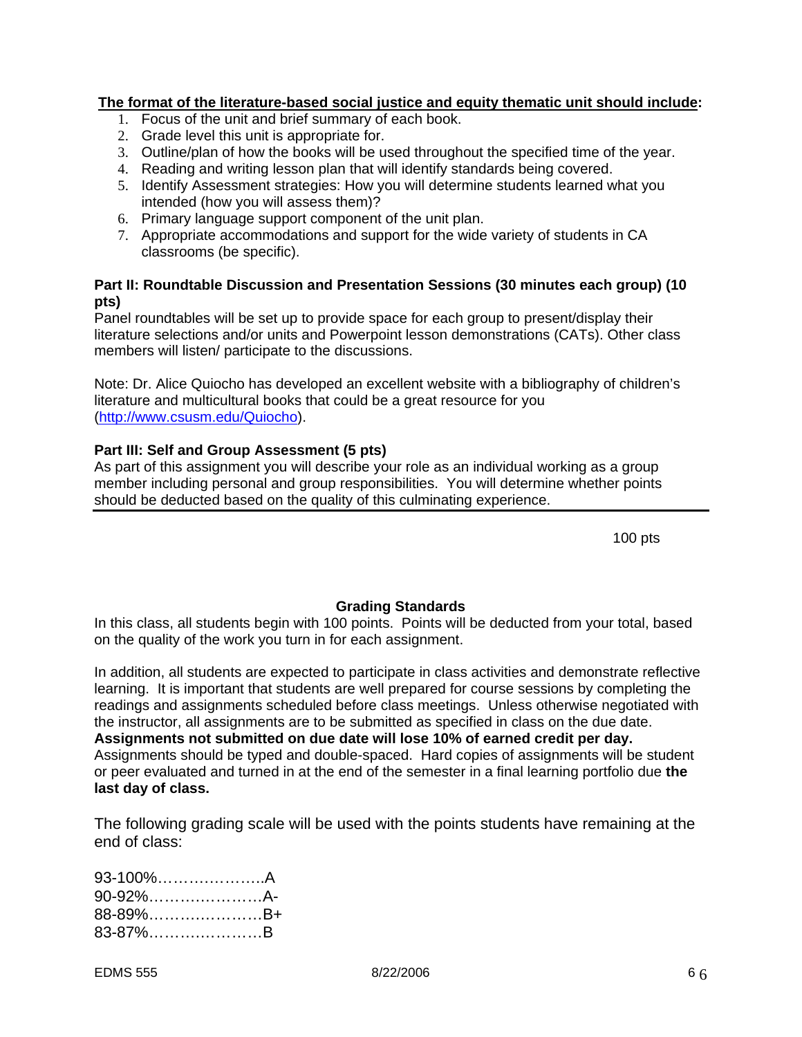**The format of the literature-based social justice and equity thematic unit should include:**

1. Focus of the unit and brief summary of each book.
2. Grade level this unit is appropriate for.
3. Outline/plan of how the books will be used throughout the specified time of the year.
4. Reading and writing lesson plan that will identify standards being covered.
5. Identify Assessment strategies: How you will determine students learned what you intended (how you will assess them)?
6. Primary language support component of the unit plan.
7. Appropriate accommodations and support for the wide variety of students in CA classrooms (be specific).

**Part II: Roundtable Discussion and Presentation Sessions (30 minutes each group) (10 pts)**

Panel roundtables will be set up to provide space for each group to present/display their literature selections and/or units and Powerpoint lesson demonstrations (CATs). Other class members will listen/ participate to the discussions.

Note: Dr. Alice Quiocho has developed an excellent website with a bibliography of children's literature and multicultural books that could be a great resource for you (http://www.csusm.edu/Quiocho).

**Part III: Self and Group Assessment (5 pts)**

As part of this assignment you will describe your role as an individual working as a group member including personal and group responsibilities. You will determine whether points should be deducted based on the quality of this culminating experience.

100 pts

## Grading Standards

In this class, all students begin with 100 points. Points will be deducted from your total, based on the quality of the work you turn in for each assignment.

In addition, all students are expected to participate in class activities and demonstrate reflective learning. It is important that students are well prepared for course sessions by completing the readings and assignments scheduled before class meetings. Unless otherwise negotiated with the instructor, all assignments are to be submitted as specified in class on the due date. **Assignments not submitted on due date will lose 10% of earned credit per day.** Assignments should be typed and double-spaced. Hard copies of assignments will be student or peer evaluated and turned in at the end of the semester in a final learning portfolio due **the last day of class.**

The following grading scale will be used with the points students have remaining at the end of class:

93-100%…………………A
90-92%…………………A-
88-89%…………………B+
83-87%…………………B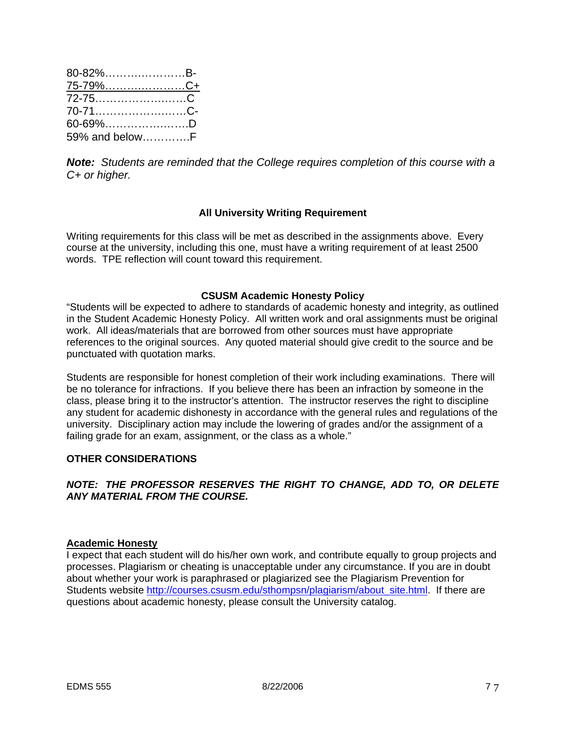80-82%…………….……B-
75-79%…………….……C+
72-75……………………C
70-71……………………C-
60-69%………………….D
59% and below………….F

***Note:*** *Students are reminded that the College requires completion of this course with a C+ or higher.*

### All University Writing Requirement

Writing requirements for this class will be met as described in the assignments above. Every course at the university, including this one, must have a writing requirement of at least 2500 words. TPE reflection will count toward this requirement.

### CSUSM Academic Honesty Policy

"Students will be expected to adhere to standards of academic honesty and integrity, as outlined in the Student Academic Honesty Policy. All written work and oral assignments must be original work. All ideas/materials that are borrowed from other sources must have appropriate references to the original sources. Any quoted material should give credit to the source and be punctuated with quotation marks.

Students are responsible for honest completion of their work including examinations. There will be no tolerance for infractions. If you believe there has been an infraction by someone in the class, please bring it to the instructor's attention. The instructor reserves the right to discipline any student for academic dishonesty in accordance with the general rules and regulations of the university. Disciplinary action may include the lowering of grades and/or the assignment of a failing grade for an exam, assignment, or the class as a whole."

**OTHER CONSIDERATIONS**

***NOTE: THE PROFESSOR RESERVES THE RIGHT TO CHANGE, ADD TO, OR DELETE ANY MATERIAL FROM THE COURSE.***

**Academic Honesty**

I expect that each student will do his/her own work, and contribute equally to group projects and processes. Plagiarism or cheating is unacceptable under any circumstance. If you are in doubt about whether your work is paraphrased or plagiarized see the Plagiarism Prevention for Students website http://courses.csusm.edu/sthompsn/plagiarism/about_site.html. If there are questions about academic honesty, please consult the University catalog.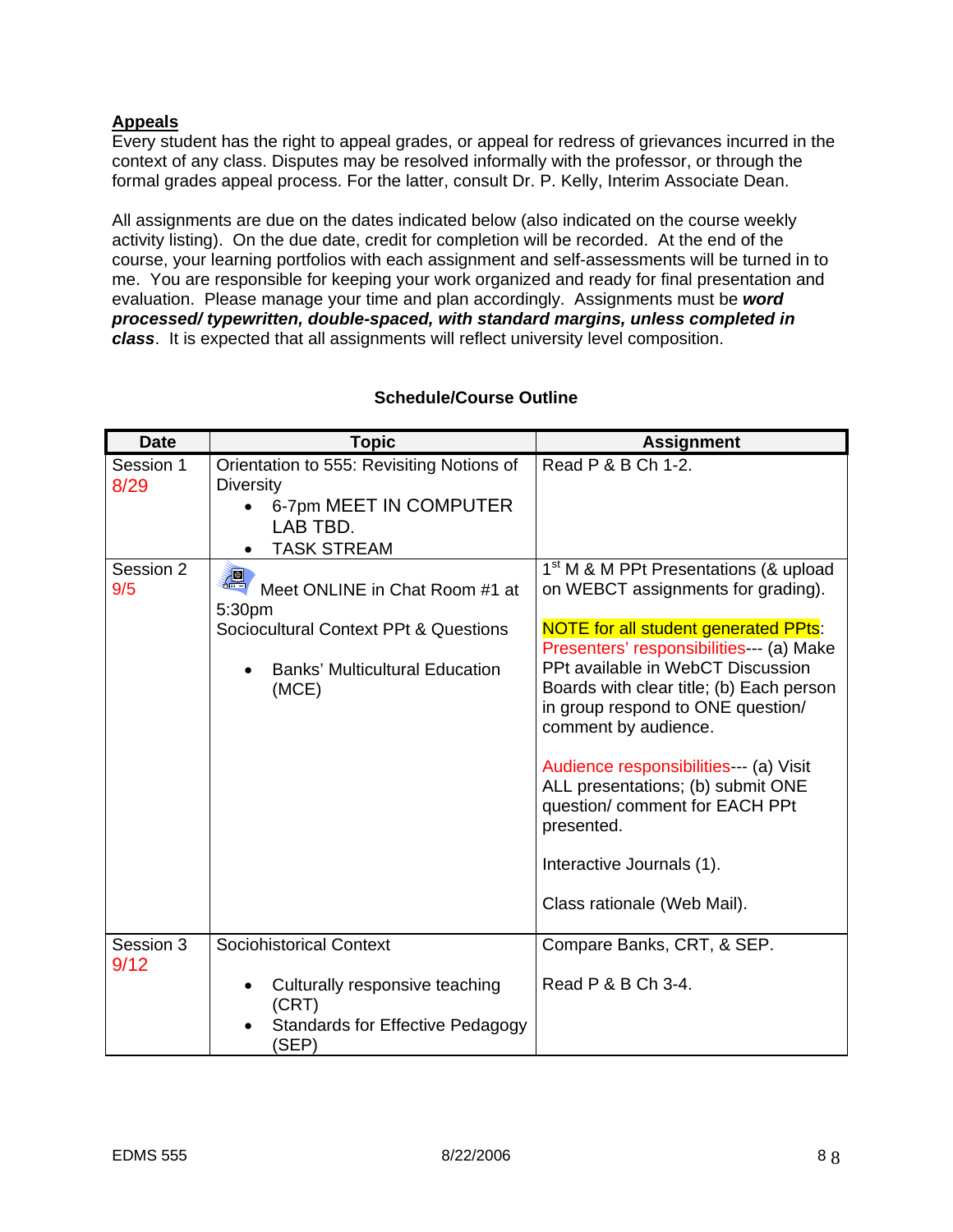**Appeals**
Every student has the right to appeal grades, or appeal for redress of grievances incurred in the context of any class. Disputes may be resolved informally with the professor, or through the formal grades appeal process. For the latter, consult Dr. P. Kelly, Interim Associate Dean.

All assignments are due on the dates indicated below (also indicated on the course weekly activity listing). On the due date, credit for completion will be recorded. At the end of the course, your learning portfolios with each assignment and self-assessments will be turned in to me. You are responsible for keeping your work organized and ready for final presentation and evaluation. Please manage your time and plan accordingly. Assignments must be ***word processed/ typewritten, double-spaced, with standard margins, unless completed in class***. It is expected that all assignments will reflect university level composition.

**Schedule/Course Outline**

| Date | Topic | Assignment |
|---|---|---|
| Session 1<br>8/29 | Orientation to 555: Revisiting Notions of Diversity<br>• 6-7pm MEET IN COMPUTER LAB TBD.<br>• TASK STREAM | Read P & B Ch 1-2. |
| Session 2<br>9/5 | Meet ONLINE in Chat Room #1 at 5:30pm<br>Sociocultural Context PPt & Questions<br>• Banks' Multicultural Education (MCE) | 1st M & M PPt Presentations (& upload on WEBCT assignments for grading).<br><br>NOTE for all student generated PPts:<br>Presenters' responsibilities--- (a) Make PPt available in WebCT Discussion Boards with clear title; (b) Each person in group respond to ONE question/ comment by audience.<br><br>Audience responsibilities--- (a) Visit ALL presentations; (b) submit ONE question/ comment for EACH PPt presented.<br><br>Interactive Journals (1).<br><br>Class rationale (Web Mail). |
| Session 3<br>9/12 | Sociohistorical Context<br>• Culturally responsive teaching (CRT)<br>• Standards for Effective Pedagogy (SEP) | Compare Banks, CRT, & SEP.<br><br>Read P & B Ch 3-4. |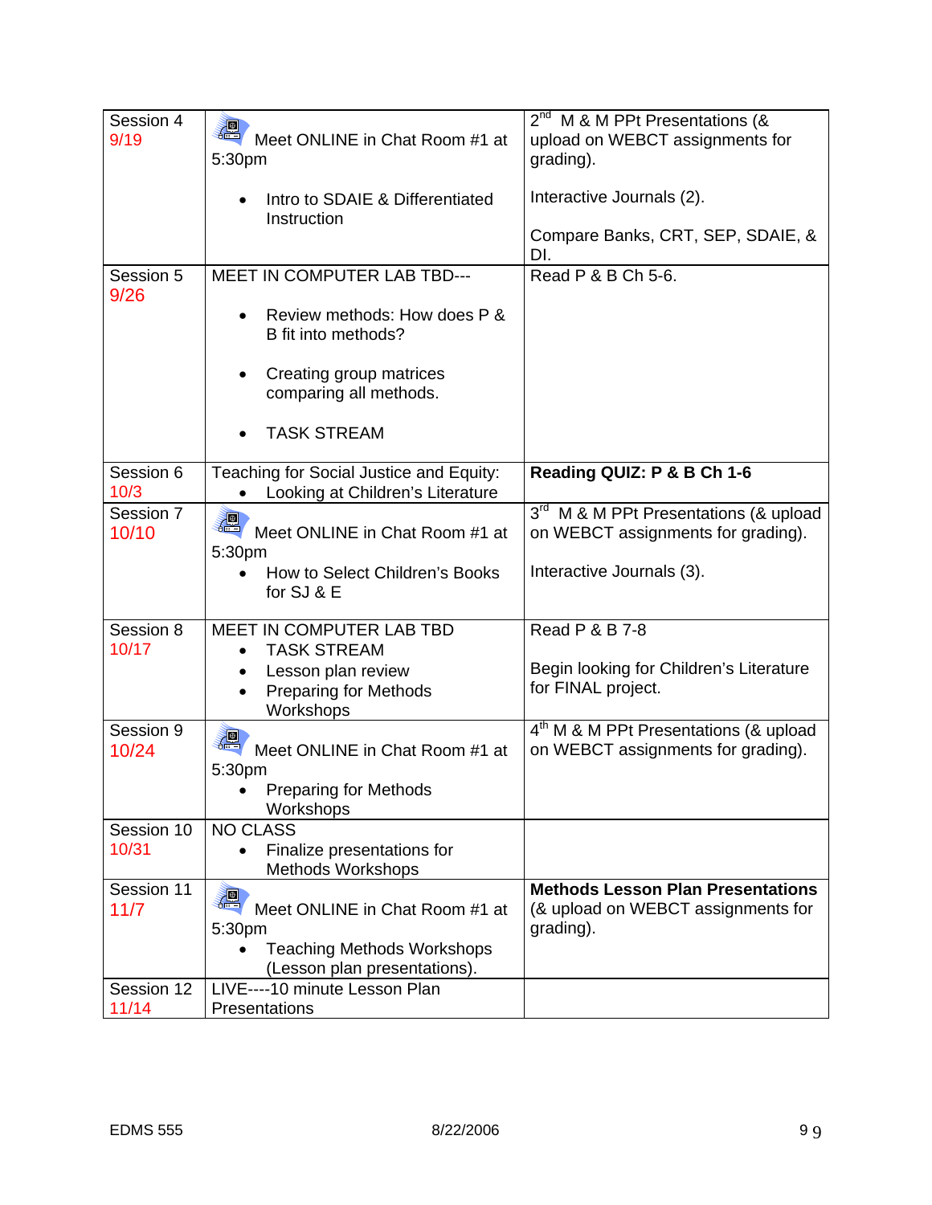| Session 4 9/19 | Meet ONLINE in Chat Room #1 at 5:30pm<br>• Intro to SDAIE & Differentiated Instruction | 2nd M & M PPt Presentations (& upload on WEBCT assignments for grading).<br><br>Interactive Journals (2).<br><br>Compare Banks, CRT, SEP, SDAIE, & DI. |
|---|---|---|
| Session 5 9/26 | MEET IN COMPUTER LAB TBD---<br>• Review methods: How does P & B fit into methods?<br>• Creating group matrices comparing all methods.<br>• TASK STREAM | Read P & B Ch 5-6. |
| Session 6 10/3 | Teaching for Social Justice and Equity:<br>• Looking at Children's Literature | **Reading QUIZ: P & B Ch 1-6** |
| Session 7 10/10 | Meet ONLINE in Chat Room #1 at 5:30pm<br>• How to Select Children's Books for SJ & E | 3rd M & M PPt Presentations (& upload on WEBCT assignments for grading).<br><br>Interactive Journals (3). |
| Session 8 10/17 | MEET IN COMPUTER LAB TBD<br>• TASK STREAM<br>• Lesson plan review<br>• Preparing for Methods Workshops | Read P & B 7-8<br><br>Begin looking for Children's Literature for FINAL project. |
| Session 9 10/24 | Meet ONLINE in Chat Room #1 at 5:30pm<br>• Preparing for Methods Workshops | 4th M & M PPt Presentations (& upload on WEBCT assignments for grading). |
| Session 10 10/31 | NO CLASS<br>• Finalize presentations for Methods Workshops | |
| Session 11 11/7 | Meet ONLINE in Chat Room #1 at 5:30pm<br>• Teaching Methods Workshops (Lesson plan presentations). | **Methods Lesson Plan Presentations** (& upload on WEBCT assignments for grading). |
| Session 12 11/14 | LIVE----10 minute Lesson Plan Presentations | |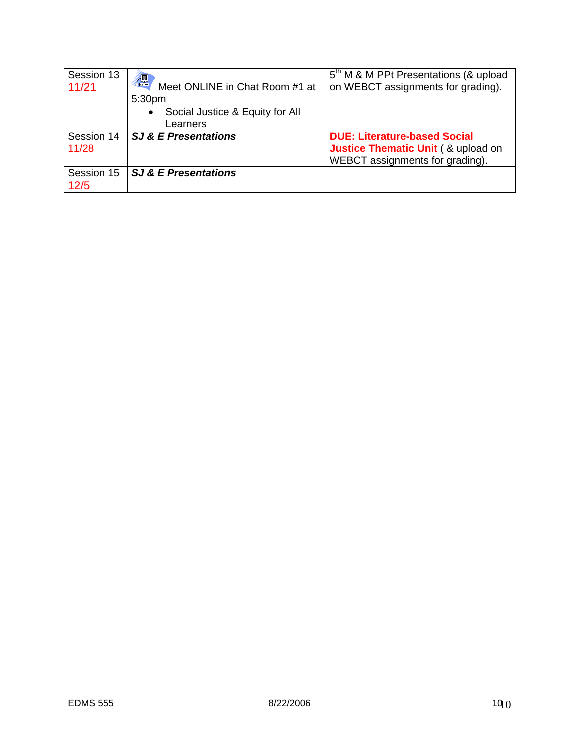| | | |
|---|---|---|
| Session 13 11/21 | Meet ONLINE in Chat Room #1 at 5:30pm <br>• Social Justice & Equity for All Learners | 5th M & M PPt Presentations (& upload on WEBCT assignments for grading). |
| Session 14 11/28 | ***SJ & E Presentations*** | **DUE: Literature-based Social Justice Thematic Unit** ( & upload on WEBCT assignments for grading). |
| Session 15 12/5 | ***SJ & E Presentations*** | |